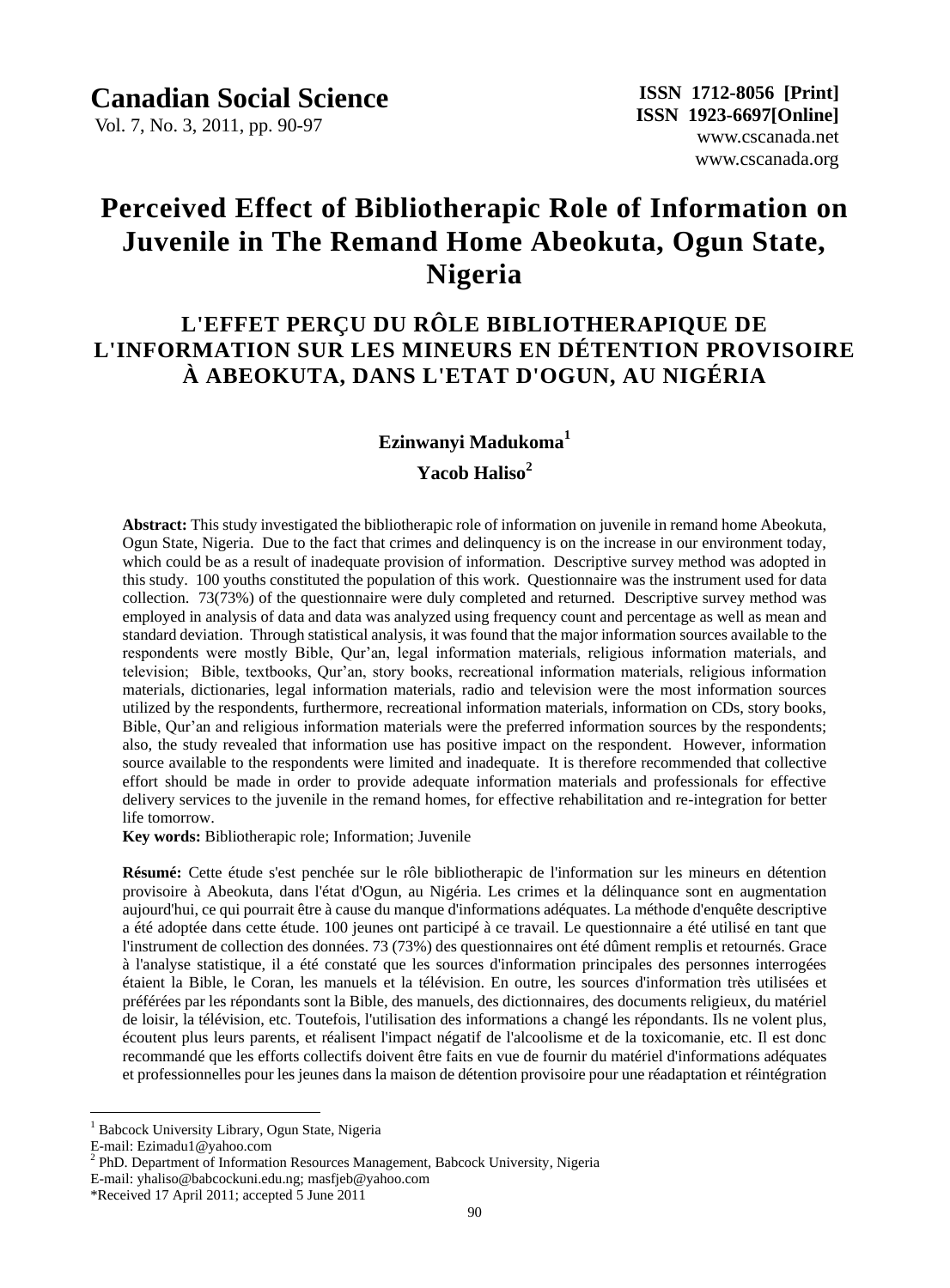# Perceived Effect of Bibliotherapic Role of Information on Juvenile in The Remand Home Abeokuta, Ogun State, Nigeria

## L'EFFET PERÇU DU RÔLE BIBLIOTHERAPIQUE DE L'INFORMATION SUR LES MINEURS EN DÉTENTION PROVISOIRE À ABEOKUTA, DANS L'ETAT D'OGUN, AU NIGÉRIA

**Ezinwanyi Madukoma**[1]

**Yacob Haliso**[2]

**Abstract:** This study investigated the bibliotherapic role of information on juvenile in remand home Abeokuta, Ogun State, Nigeria. Due to the fact that crimes and delinquency is on the increase in our environment today, which could be as a result of inadequate provision of information. Descriptive survey method was adopted in this study. 100 youths constituted the population of this work. Questionnaire was the instrument used for data collection. 73(73%) of the questionnaire were duly completed and returned. Descriptive survey method was employed in analysis of data and data was analyzed using frequency count and percentage as well as mean and standard deviation. Through statistical analysis, it was found that the major information sources available to the respondents were mostly Bible, Qur'an, legal information materials, religious information materials, and television; Bible, textbooks, Qur'an, story books, recreational information materials, religious information materials, dictionaries, legal information materials, radio and television were the most information sources utilized by the respondents, furthermore, recreational information materials, information on CDs, story books, Bible, Qur'an and religious information materials were the preferred information sources by the respondents; also, the study revealed that information use has positive impact on the respondent. However, information source available to the respondents were limited and inadequate. It is therefore recommended that collective effort should be made in order to provide adequate information materials and professionals for effective delivery services to the juvenile in the remand homes, for effective rehabilitation and re-integration for better life tomorrow.

**Key words:** Bibliotherapic role; Information; Juvenile

**Résumé:** Cette étude s'est penchée sur le rôle bibliotherapic de l'information sur les mineurs en détention provisoire à Abeokuta, dans l'état d'Ogun, au Nigéria. Les crimes et la délinquance sont en augmentation aujourd'hui, ce qui pourrait être à cause du manque d'informations adéquates. La méthode d'enquête descriptive a été adoptée dans cette étude. 100 jeunes ont participé à ce travail. Le questionnaire a été utilisé en tant que l'instrument de collection des données. 73 (73%) des questionnaires ont été dûment remplis et retournés. Grace à l'analyse statistique, il a été constaté que les sources d'information principales des personnes interrogées étaient la Bible, le Coran, les manuels et la télévision. En outre, les sources d'information très utilisées et préférées par les répondants sont la Bible, des manuels, des dictionnaires, des documents religieux, du matériel de loisir, la télévision, etc. Toutefois, l'utilisation des informations a changé les répondants. Ils ne volent plus, écoutent plus leurs parents, et réalisent l'impact négatif de l'alcoolisme et de la toxicomanie, etc. Il est donc recommandé que les efforts collectifs doivent être faits en vue de fournir du matériel d'informations adéquates et professionnelles pour les jeunes dans la maison de détention provisoire pour une réadaptation et réintégration

---

[1] Babcock University Library, Ogun State, Nigeria
E-mail: Ezimadu1@yahoo.com

[2] PhD. Department of Information Resources Management, Babcock University, Nigeria
E-mail: yhaliso@babcockuni.edu.ng; masfjeb@yahoo.com

*Received 17 April 2011; accepted 5 June 2011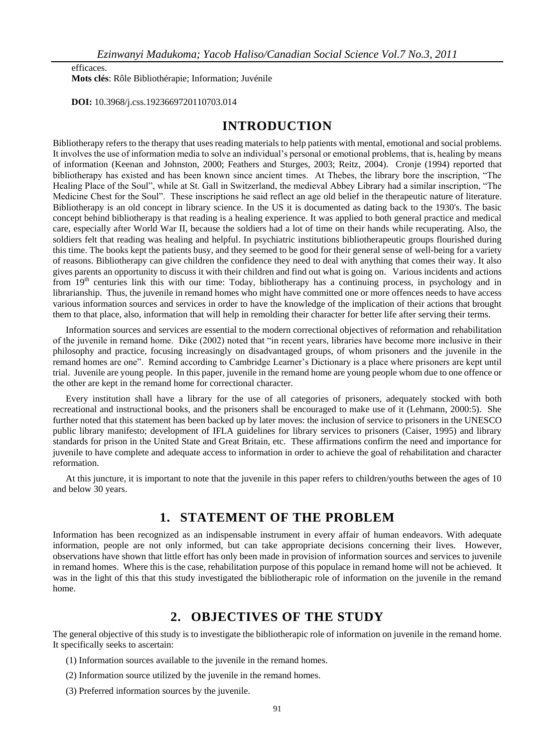efficaces.

**Mots clés**: Rôle Bibliothérapie; Information; Juvénile

**DOI:** 10.3968/j.css.1923669720110703.014

# INTRODUCTION

Bibliotherapy refers to the therapy that uses reading materials to help patients with mental, emotional and social problems. It involves the use of information media to solve an individual's personal or emotional problems, that is, healing by means of information (Keenan and Johnston, 2000; Feathers and Sturges, 2003; Reitz, 2004). Cronje (1994) reported that bibliotherapy has existed and has been known since ancient times. At Thebes, the library bore the inscription, "The Healing Place of the Soul", while at St. Gall in Switzerland, the medieval Abbey Library had a similar inscription, "The Medicine Chest for the Soul". These inscriptions he said reflect an age old belief in the therapeutic nature of literature. Bibliotherapy is an old concept in library science. In the US it is documented as dating back to the 1930's. The basic concept behind bibliotherapy is that reading is a healing experience. It was applied to both general practice and medical care, especially after World War II, because the soldiers had a lot of time on their hands while recuperating. Also, the soldiers felt that reading was healing and helpful. In psychiatric institutions bibliotherapeutic groups flourished during this time. The books kept the patients busy, and they seemed to be good for their general sense of well-being for a variety of reasons. Bibliotherapy can give children the confidence they need to deal with anything that comes their way. It also gives parents an opportunity to discuss it with their children and find out what is going on. Various incidents and actions from 19th centuries link this with our time: Today, bibliotherapy has a continuing process, in psychology and in librarianship. Thus, the juvenile in remand homes who might have committed one or more offences needs to have access various information sources and services in order to have the knowledge of the implication of their actions that brought them to that place, also, information that will help in remolding their character for better life after serving their terms.

Information sources and services are essential to the modern correctional objectives of reformation and rehabilitation of the juvenile in remand home. Dike (2002) noted that "in recent years, libraries have become more inclusive in their philosophy and practice, focusing increasingly on disadvantaged groups, of whom prisoners and the juvenile in the remand homes are one". Remind according to Cambridge Learner's Dictionary is a place where prisoners are kept until trial. Juvenile are young people. In this paper, juvenile in the remand home are young people whom due to one offence or the other are kept in the remand home for correctional character.

Every institution shall have a library for the use of all categories of prisoners, adequately stocked with both recreational and instructional books, and the prisoners shall be encouraged to make use of it (Lehmann, 2000:5). She further noted that this statement has been backed up by later moves: the inclusion of service to prisoners in the UNESCO public library manifesto; development of IFLA guidelines for library services to prisoners (Caiser, 1995) and library standards for prison in the United State and Great Britain, etc. These affirmations confirm the need and importance for juvenile to have complete and adequate access to information in order to achieve the goal of rehabilitation and character reformation.

At this juncture, it is important to note that the juvenile in this paper refers to children/youths between the ages of 10 and below 30 years.

# 1. STATEMENT OF THE PROBLEM

Information has been recognized as an indispensable instrument in every affair of human endeavors. With adequate information, people are not only informed, but can take appropriate decisions concerning their lives. However, observations have shown that little effort has only been made in provision of information sources and services to juvenile in remand homes. Where this is the case, rehabilitation purpose of this populace in remand home will not be achieved. It was in the light of this that this study investigated the bibliotherapic role of information on the juvenile in the remand home.

# 2. OBJECTIVES OF THE STUDY

The general objective of this study is to investigate the bibliotherapic role of information on juvenile in the remand home. It specifically seeks to ascertain:

(1) Information sources available to the juvenile in the remand homes.

(2) Information source utilized by the juvenile in the remand homes.

(3) Preferred information sources by the juvenile.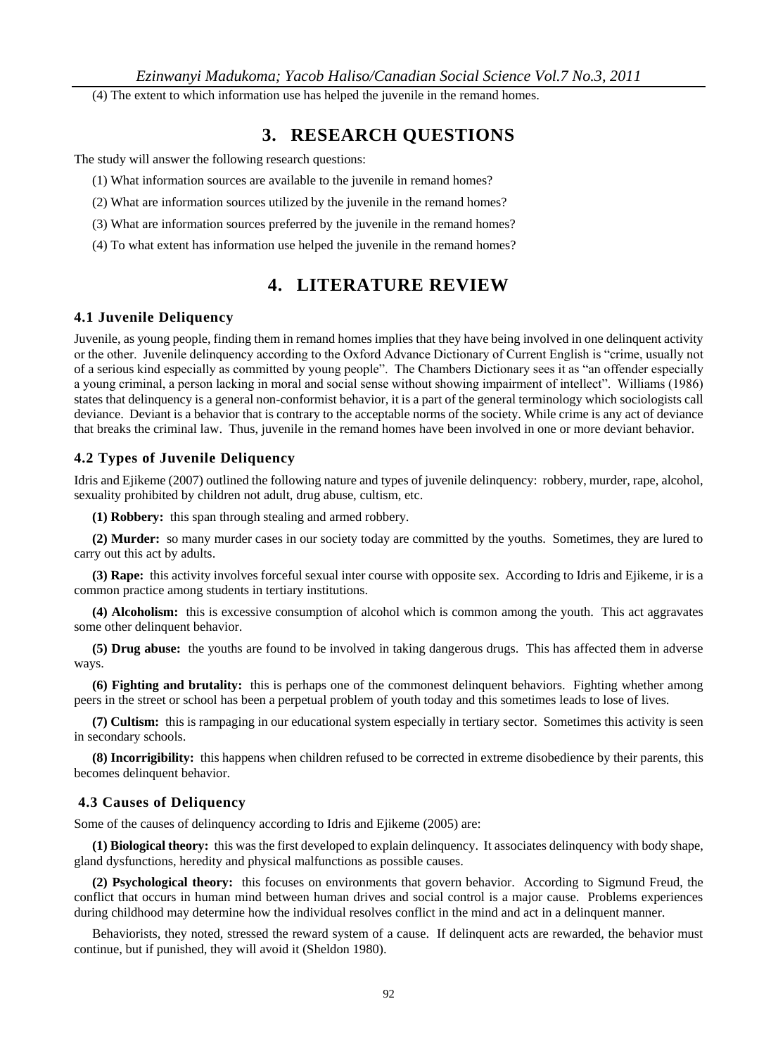(4) The extent to which information use has helped the juvenile in the remand homes.

## 3. RESEARCH QUESTIONS

The study will answer the following research questions:

(1) What information sources are available to the juvenile in remand homes?

(2) What are information sources utilized by the juvenile in the remand homes?

(3) What are information sources preferred by the juvenile in the remand homes?

(4) To what extent has information use helped the juvenile in the remand homes?

## 4. LITERATURE REVIEW

### 4.1 Juvenile Deliquency

Juvenile, as young people, finding them in remand homes implies that they have being involved in one delinquent activity or the other. Juvenile delinquency according to the Oxford Advance Dictionary of Current English is "crime, usually not of a serious kind especially as committed by young people". The Chambers Dictionary sees it as "an offender especially a young criminal, a person lacking in moral and social sense without showing impairment of intellect". Williams (1986) states that delinquency is a general non-conformist behavior, it is a part of the general terminology which sociologists call deviance. Deviant is a behavior that is contrary to the acceptable norms of the society. While crime is any act of deviance that breaks the criminal law. Thus, juvenile in the remand homes have been involved in one or more deviant behavior.

### 4.2 Types of Juvenile Deliquency

Idris and Ejikeme (2007) outlined the following nature and types of juvenile delinquency: robbery, murder, rape, alcohol, sexuality prohibited by children not adult, drug abuse, cultism, etc.

**(1) Robbery:** this span through stealing and armed robbery.

**(2) Murder:** so many murder cases in our society today are committed by the youths. Sometimes, they are lured to carry out this act by adults.

**(3) Rape:** this activity involves forceful sexual inter course with opposite sex. According to Idris and Ejikeme, ir is a common practice among students in tertiary institutions.

**(4) Alcoholism:** this is excessive consumption of alcohol which is common among the youth. This act aggravates some other delinquent behavior.

**(5) Drug abuse:** the youths are found to be involved in taking dangerous drugs. This has affected them in adverse ways.

**(6) Fighting and brutality:** this is perhaps one of the commonest delinquent behaviors. Fighting whether among peers in the street or school has been a perpetual problem of youth today and this sometimes leads to lose of lives.

**(7) Cultism:** this is rampaging in our educational system especially in tertiary sector. Sometimes this activity is seen in secondary schools.

**(8) Incorrigibility:** this happens when children refused to be corrected in extreme disobedience by their parents, this becomes delinquent behavior.

### 4.3 Causes of Deliquency

Some of the causes of delinquency according to Idris and Ejikeme (2005) are:

**(1) Biological theory:** this was the first developed to explain delinquency. It associates delinquency with body shape, gland dysfunctions, heredity and physical malfunctions as possible causes.

**(2) Psychological theory:** this focuses on environments that govern behavior. According to Sigmund Freud, the conflict that occurs in human mind between human drives and social control is a major cause. Problems experiences during childhood may determine how the individual resolves conflict in the mind and act in a delinquent manner.

Behaviorists, they noted, stressed the reward system of a cause. If delinquent acts are rewarded, the behavior must continue, but if punished, they will avoid it (Sheldon 1980).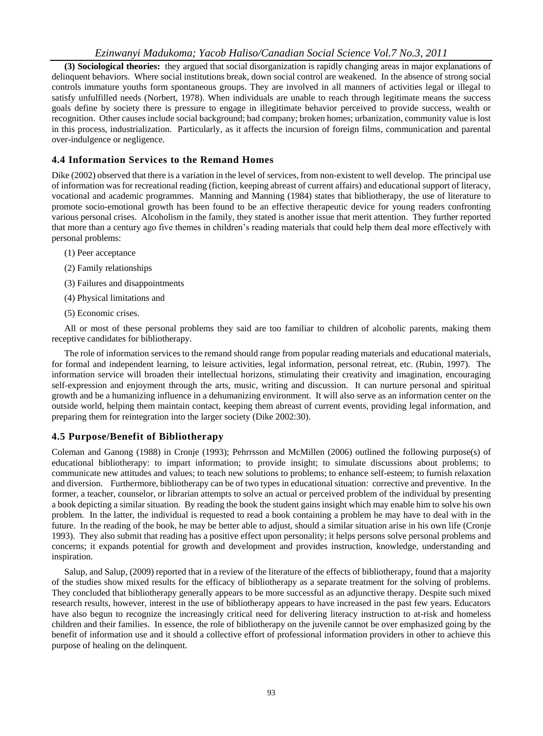**(3) Sociological theories:** they argued that social disorganization is rapidly changing areas in major explanations of delinquent behaviors. Where social institutions break, down social control are weakened. In the absence of strong social controls immature youths form spontaneous groups. They are involved in all manners of activities legal or illegal to satisfy unfulfilled needs (Norbert, 1978). When individuals are unable to reach through legitimate means the success goals define by society there is pressure to engage in illegitimate behavior perceived to provide success, wealth or recognition. Other causes include social background; bad company; broken homes; urbanization, community value is lost in this process, industrialization. Particularly, as it affects the incursion of foreign films, communication and parental over-indulgence or negligence.

### 4.4 Information Services to the Remand Homes

Dike (2002) observed that there is a variation in the level of services, from non-existent to well develop. The principal use of information was for recreational reading (fiction, keeping abreast of current affairs) and educational support of literacy, vocational and academic programmes. Manning and Manning (1984) states that bibliotherapy, the use of literature to promote socio-emotional growth has been found to be an effective therapeutic device for young readers confronting various personal crises. Alcoholism in the family, they stated is another issue that merit attention. They further reported that more than a century ago five themes in children's reading materials that could help them deal more effectively with personal problems:

(1) Peer acceptance

(2) Family relationships

(3) Failures and disappointments

(4) Physical limitations and

(5) Economic crises.

All or most of these personal problems they said are too familiar to children of alcoholic parents, making them receptive candidates for bibliotherapy.

The role of information services to the remand should range from popular reading materials and educational materials, for formal and independent learning, to leisure activities, legal information, personal retreat, etc. (Rubin, 1997). The information service will broaden their intellectual horizons, stimulating their creativity and imagination, encouraging self-expression and enjoyment through the arts, music, writing and discussion. It can nurture personal and spiritual growth and be a humanizing influence in a dehumanizing environment. It will also serve as an information center on the outside world, helping them maintain contact, keeping them abreast of current events, providing legal information, and preparing them for reintegration into the larger society (Dike 2002:30).

### 4.5 Purpose/Benefit of Bibliotherapy

Coleman and Ganong (1988) in Cronje (1993); Pehrrsson and McMillen (2006) outlined the following purpose(s) of educational bibliotherapy: to impart information; to provide insight; to simulate discussions about problems; to communicate new attitudes and values; to teach new solutions to problems; to enhance self-esteem; to furnish relaxation and diversion. Furthermore, bibliotherapy can be of two types in educational situation: corrective and preventive. In the former, a teacher, counselor, or librarian attempts to solve an actual or perceived problem of the individual by presenting a book depicting a similar situation. By reading the book the student gains insight which may enable him to solve his own problem. In the latter, the individual is requested to read a book containing a problem he may have to deal with in the future. In the reading of the book, he may be better able to adjust, should a similar situation arise in his own life (Cronje 1993). They also submit that reading has a positive effect upon personality; it helps persons solve personal problems and concerns; it expands potential for growth and development and provides instruction, knowledge, understanding and inspiration.

Salup, and Salup, (2009) reported that in a review of the literature of the effects of bibliotherapy, found that a majority of the studies show mixed results for the efficacy of bibliotherapy as a separate treatment for the solving of problems. They concluded that bibliotherapy generally appears to be more successful as an adjunctive therapy. Despite such mixed research results, however, interest in the use of bibliotherapy appears to have increased in the past few years. Educators have also begun to recognize the increasingly critical need for delivering literacy instruction to at-risk and homeless children and their families. In essence, the role of bibliotherapy on the juvenile cannot be over emphasized going by the benefit of information use and it should a collective effort of professional information providers in other to achieve this purpose of healing on the delinquent.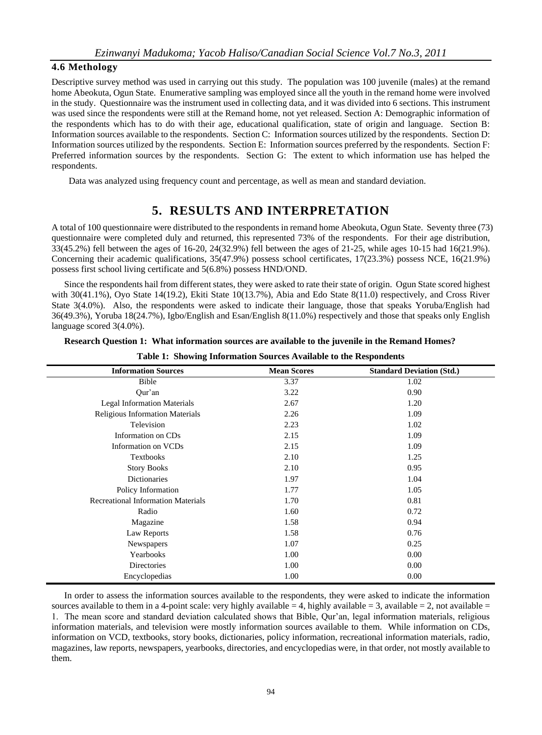### 4.6 Methology

Descriptive survey method was used in carrying out this study. The population was 100 juvenile (males) at the remand home Abeokuta, Ogun State. Enumerative sampling was employed since all the youth in the remand home were involved in the study. Questionnaire was the instrument used in collecting data, and it was divided into 6 sections. This instrument was used since the respondents were still at the Remand home, not yet released. Section A: Demographic information of the respondents which has to do with their age, educational qualification, state of origin and language. Section B: Information sources available to the respondents. Section C: Information sources utilized by the respondents. Section D: Information sources utilized by the respondents. Section E: Information sources preferred by the respondents. Section F: Preferred information sources by the respondents. Section G: The extent to which information use has helped the respondents.

Data was analyzed using frequency count and percentage, as well as mean and standard deviation.

## 5. RESULTS AND INTERPRETATION

A total of 100 questionnaire were distributed to the respondents in remand home Abeokuta, Ogun State. Seventy three (73) questionnaire were completed duly and returned, this represented 73% of the respondents. For their age distribution, 33(45.2%) fell between the ages of 16-20, 24(32.9%) fell between the ages of 21-25, while ages 10-15 had 16(21.9%). Concerning their academic qualifications, 35(47.9%) possess school certificates, 17(23.3%) possess NCE, 16(21.9%) possess first school living certificate and 5(6.8%) possess HND/OND.

Since the respondents hail from different states, they were asked to rate their state of origin. Ogun State scored highest with 30(41.1%), Oyo State 14(19.2), Ekiti State 10(13.7%), Abia and Edo State 8(11.0) respectively, and Cross River State 3(4.0%). Also, the respondents were asked to indicate their language, those that speaks Yoruba/English had 36(49.3%), Yoruba 18(24.7%), Igbo/English and Esan/English 8(11.0%) respectively and those that speaks only English language scored 3(4.0%).

**Research Question 1: What information sources are available to the juvenile in the Remand Homes?**

**Table 1: Showing Information Sources Available to the Respondents**

| Information Sources | Mean Scores | Standard Deviation (Std.) |
|---|---|---|
| Bible | 3.37 | 1.02 |
| Qur'an | 3.22 | 0.90 |
| Legal Information Materials | 2.67 | 1.20 |
| Religious Information Materials | 2.26 | 1.09 |
| Television | 2.23 | 1.02 |
| Information on CDs | 2.15 | 1.09 |
| Information on VCDs | 2.15 | 1.09 |
| Textbooks | 2.10 | 1.25 |
| Story Books | 2.10 | 0.95 |
| Dictionaries | 1.97 | 1.04 |
| Policy Information | 1.77 | 1.05 |
| Recreational Information Materials | 1.70 | 0.81 |
| Radio | 1.60 | 0.72 |
| Magazine | 1.58 | 0.94 |
| Law Reports | 1.58 | 0.76 |
| Newspapers | 1.07 | 0.25 |
| Yearbooks | 1.00 | 0.00 |
| Directories | 1.00 | 0.00 |
| Encyclopedias | 1.00 | 0.00 |

In order to assess the information sources available to the respondents, they were asked to indicate the information sources available to them in a 4-point scale: very highly available = 4, highly available = 3, available = 2, not available = 1. The mean score and standard deviation calculated shows that Bible, Qur'an, legal information materials, religious information materials, and television were mostly information sources available to them. While information on CDs, information on VCD, textbooks, story books, dictionaries, policy information, recreational information materials, radio, magazines, law reports, newspapers, yearbooks, directories, and encyclopedias were, in that order, not mostly available to them.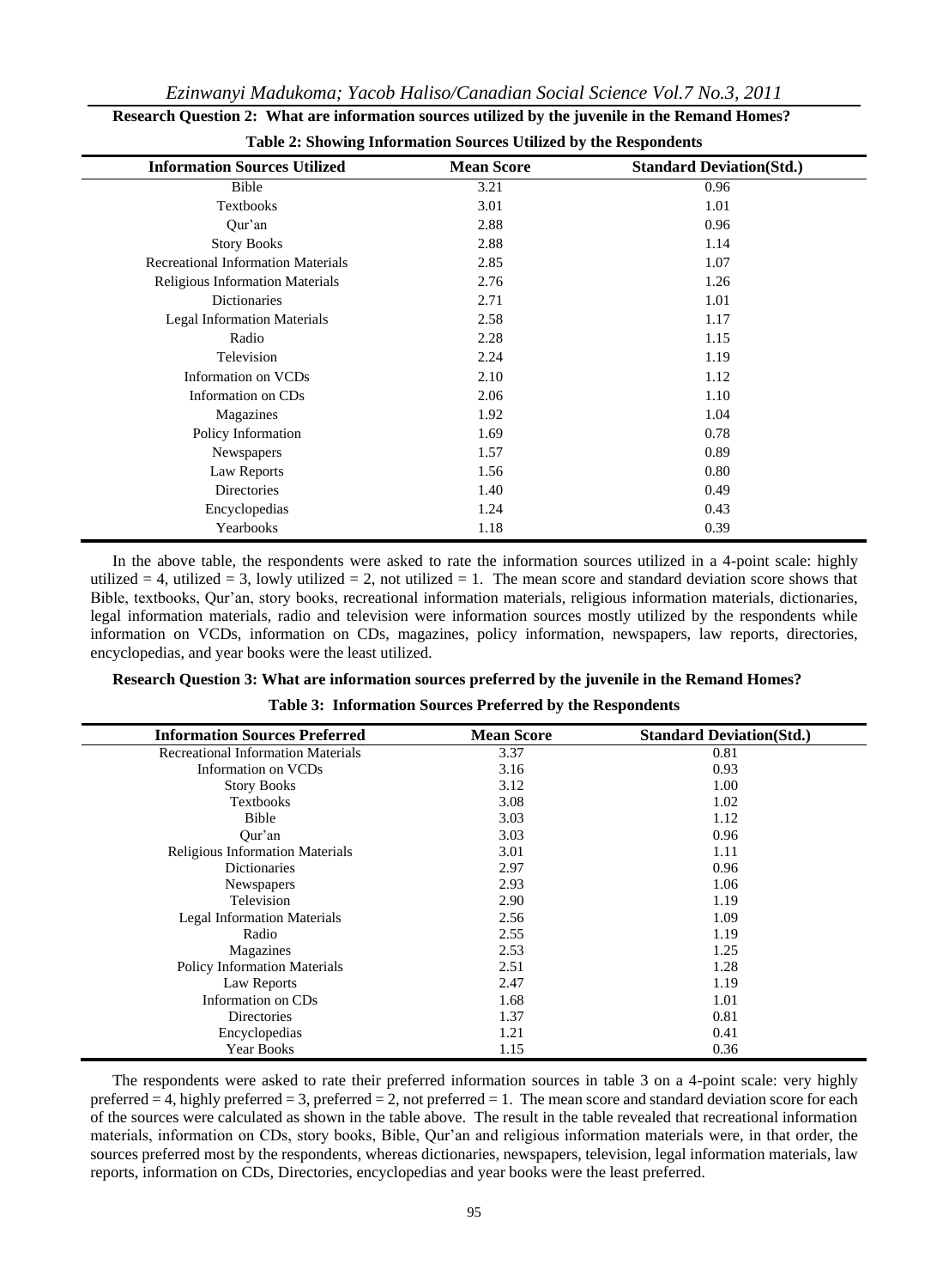**Research Question 2: What are information sources utilized by the juvenile in the Remand Homes?**

**Table 2: Showing Information Sources Utilized by the Respondents**

| Information Sources Utilized | Mean Score | Standard Deviation(Std.) |
|---|---|---|
| Bible | 3.21 | 0.96 |
| Textbooks | 3.01 | 1.01 |
| Qur'an | 2.88 | 0.96 |
| Story Books | 2.88 | 1.14 |
| Recreational Information Materials | 2.85 | 1.07 |
| Religious Information Materials | 2.76 | 1.26 |
| Dictionaries | 2.71 | 1.01 |
| Legal Information Materials | 2.58 | 1.17 |
| Radio | 2.28 | 1.15 |
| Television | 2.24 | 1.19 |
| Information on VCDs | 2.10 | 1.12 |
| Information on CDs | 2.06 | 1.10 |
| Magazines | 1.92 | 1.04 |
| Policy Information | 1.69 | 0.78 |
| Newspapers | 1.57 | 0.89 |
| Law Reports | 1.56 | 0.80 |
| Directories | 1.40 | 0.49 |
| Encyclopedias | 1.24 | 0.43 |
| Yearbooks | 1.18 | 0.39 |

In the above table, the respondents were asked to rate the information sources utilized in a 4-point scale: highly utilized = 4, utilized = 3, lowly utilized = 2, not utilized = 1. The mean score and standard deviation score shows that Bible, textbooks, Qur'an, story books, recreational information materials, religious information materials, dictionaries, legal information materials, radio and television were information sources mostly utilized by the respondents while information on VCDs, information on CDs, magazines, policy information, newspapers, law reports, directories, encyclopedias, and year books were the least utilized.

**Research Question 3: What are information sources preferred by the juvenile in the Remand Homes?**

**Table 3: Information Sources Preferred by the Respondents**

| Information Sources Preferred | Mean Score | Standard Deviation(Std.) |
|---|---|---|
| Recreational Information Materials | 3.37 | 0.81 |
| Information on VCDs | 3.16 | 0.93 |
| Story Books | 3.12 | 1.00 |
| Textbooks | 3.08 | 1.02 |
| Bible | 3.03 | 1.12 |
| Qur'an | 3.03 | 0.96 |
| Religious Information Materials | 3.01 | 1.11 |
| Dictionaries | 2.97 | 0.96 |
| Newspapers | 2.93 | 1.06 |
| Television | 2.90 | 1.19 |
| Legal Information Materials | 2.56 | 1.09 |
| Radio | 2.55 | 1.19 |
| Magazines | 2.53 | 1.25 |
| Policy Information Materials | 2.51 | 1.28 |
| Law Reports | 2.47 | 1.19 |
| Information on CDs | 1.68 | 1.01 |
| Directories | 1.37 | 0.81 |
| Encyclopedias | 1.21 | 0.41 |
| Year Books | 1.15 | 0.36 |

The respondents were asked to rate their preferred information sources in table 3 on a 4-point scale: very highly preferred = 4, highly preferred = 3, preferred = 2, not preferred = 1. The mean score and standard deviation score for each of the sources were calculated as shown in the table above. The result in the table revealed that recreational information materials, information on CDs, story books, Bible, Qur'an and religious information materials were, in that order, the sources preferred most by the respondents, whereas dictionaries, newspapers, television, legal information materials, law reports, information on CDs, Directories, encyclopedias and year books were the least preferred.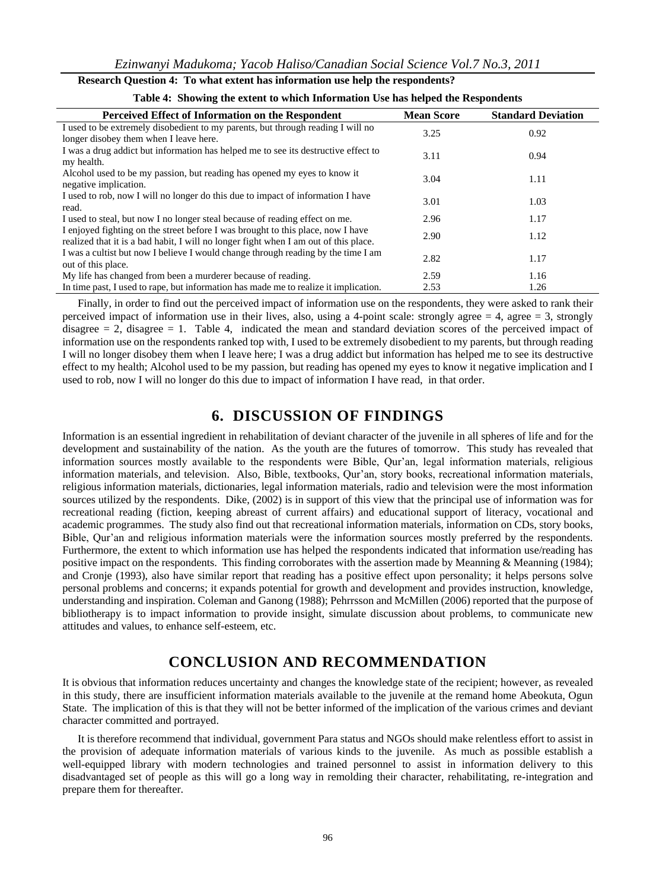**Research Question 4: To what extent has information use help the respondents?**

**Table 4: Showing the extent to which Information Use has helped the Respondents**

| Perceived Effect of Information on the Respondent | Mean Score | Standard Deviation |
|---|---|---|
| I used to be extremely disobedient to my parents, but through reading I will no longer disobey them when I leave here. | 3.25 | 0.92 |
| I was a drug addict but information has helped me to see its destructive effect to my health. | 3.11 | 0.94 |
| Alcohol used to be my passion, but reading has opened my eyes to know it negative implication. | 3.04 | 1.11 |
| I used to rob, now I will no longer do this due to impact of information I have read. | 3.01 | 1.03 |
| I used to steal, but now I no longer steal because of reading effect on me. | 2.96 | 1.17 |
| I enjoyed fighting on the street before I was brought to this place, now I have realized that it is a bad habit, I will no longer fight when I am out of this place. | 2.90 | 1.12 |
| I was a cultist but now I believe I would change through reading by the time I am out of this place. | 2.82 | 1.17 |
| My life has changed from been a murderer because of reading. | 2.59 | 1.16 |
| In time past, I used to rape, but information has made me to realize it implication. | 2.53 | 1.26 |

Finally, in order to find out the perceived impact of information use on the respondents, they were asked to rank their perceived impact of information use in their lives, also, using a 4-point scale: strongly agree = 4, agree = 3, strongly disagree = 2, disagree = 1. Table 4, indicated the mean and standard deviation scores of the perceived impact of information use on the respondents ranked top with, I used to be extremely disobedient to my parents, but through reading I will no longer disobey them when I leave here; I was a drug addict but information has helped me to see its destructive effect to my health; Alcohol used to be my passion, but reading has opened my eyes to know it negative implication and I used to rob, now I will no longer do this due to impact of information I have read, in that order.

## 6. DISCUSSION OF FINDINGS

Information is an essential ingredient in rehabilitation of deviant character of the juvenile in all spheres of life and for the development and sustainability of the nation. As the youth are the futures of tomorrow. This study has revealed that information sources mostly available to the respondents were Bible, Qur'an, legal information materials, religious information materials, and television. Also, Bible, textbooks, Qur'an, story books, recreational information materials, religious information materials, dictionaries, legal information materials, radio and television were the most information sources utilized by the respondents. Dike, (2002) is in support of this view that the principal use of information was for recreational reading (fiction, keeping abreast of current affairs) and educational support of literacy, vocational and academic programmes. The study also find out that recreational information materials, information on CDs, story books, Bible, Qur'an and religious information materials were the information sources mostly preferred by the respondents. Furthermore, the extent to which information use has helped the respondents indicated that information use/reading has positive impact on the respondents. This finding corroborates with the assertion made by Meanning & Meanning (1984); and Cronje (1993), also have similar report that reading has a positive effect upon personality; it helps persons solve personal problems and concerns; it expands potential for growth and development and provides instruction, knowledge, understanding and inspiration. Coleman and Ganong (1988); Pehrrsson and McMillen (2006) reported that the purpose of bibliotherapy is to impact information to provide insight, simulate discussion about problems, to communicate new attitudes and values, to enhance self-esteem, etc.

## CONCLUSION AND RECOMMENDATION

It is obvious that information reduces uncertainty and changes the knowledge state of the recipient; however, as revealed in this study, there are insufficient information materials available to the juvenile at the remand home Abeokuta, Ogun State. The implication of this is that they will not be better informed of the implication of the various crimes and deviant character committed and portrayed.

It is therefore recommend that individual, government Para status and NGOs should make relentless effort to assist in the provision of adequate information materials of various kinds to the juvenile. As much as possible establish a well-equipped library with modern technologies and trained personnel to assist in information delivery to this disadvantaged set of people as this will go a long way in remolding their character, rehabilitating, re-integration and prepare them for thereafter.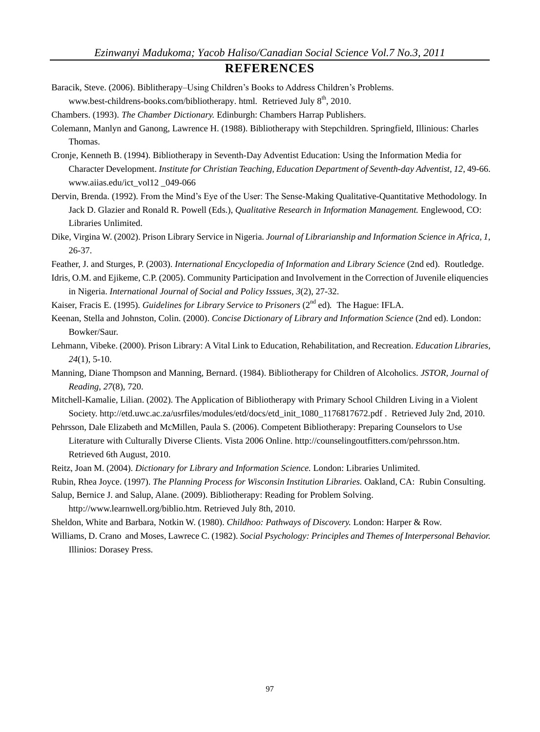## REFERENCES

Baracik, Steve. (2006). Biblitherapy–Using Children's Books to Address Children's Problems. www.best-childrens-books.com/bibliotherapy. html. Retrieved July 8th, 2010.

Chambers. (1993). *The Chamber Dictionary.* Edinburgh: Chambers Harrap Publishers.

Colemann, Manlyn and Ganong, Lawrence H. (1988). Bibliotherapy with Stepchildren. Springfield, Illinious: Charles Thomas.

Cronje, Kenneth B. (1994). Bibliotherapy in Seventh-Day Adventist Education: Using the Information Media for Character Development. *Institute for Christian Teaching, Education Department of Seventh-day Adventist, 12*, 49-66. www.aiias.edu/ict_vol12 _049-066

Dervin, Brenda. (1992). From the Mind's Eye of the User: The Sense-Making Qualitative-Quantitative Methodology. In Jack D. Glazier and Ronald R. Powell (Eds.), *Qualitative Research in Information Management.* Englewood, CO: Libraries Unlimited.

Dike, Virgina W. (2002). Prison Library Service in Nigeria. *Journal of Librarianship and Information Science in Africa, 1*, 26-37.

Feather, J. and Sturges, P. (2003). *International Encyclopedia of Information and Library Science* (2nd ed). Routledge.

Idris, O.M. and Ejikeme, C.P. (2005). Community Participation and Involvement in the Correction of Juvenile eliquencies in Nigeria. *International Journal of Social and Policy Isssues, 3*(2), 27-32.

Kaiser, Fracis E. (1995). *Guidelines for Library Service to Prisoners* (2nd ed). The Hague: IFLA.

Keenan, Stella and Johnston, Colin. (2000). *Concise Dictionary of Library and Information Science* (2nd ed). London: Bowker/Saur.

Lehmann, Vibeke. (2000). Prison Library: A Vital Link to Education, Rehabilitation, and Recreation. *Education Libraries, 24*(1), 5-10.

Manning, Diane Thompson and Manning, Bernard. (1984). Bibliotherapy for Children of Alcoholics. *JSTOR, Journal of Reading, 27*(8), 720.

Mitchell-Kamalie, Lilian. (2002). The Application of Bibliotherapy with Primary School Children Living in a Violent Society. http://etd.uwc.ac.za/usrfiles/modules/etd/docs/etd_init_1080_1176817672.pdf . Retrieved July 2nd, 2010.

Pehrsson, Dale Elizabeth and McMillen, Paula S. (2006). Competent Bibliotherapy: Preparing Counselors to Use Literature with Culturally Diverse Clients. Vista 2006 Online. http://counselingoutfitters.com/pehrsson.htm. Retrieved 6th August, 2010.

Reitz, Joan M. (2004). *Dictionary for Library and Information Science.* London: Libraries Unlimited.

Rubin, Rhea Joyce. (1997). *The Planning Process for Wisconsin Institution Libraries.* Oakland, CA: Rubin Consulting.

Salup, Bernice J. and Salup, Alane. (2009). Bibliotherapy: Reading for Problem Solving. http://www.learnwell.org/biblio.htm. Retrieved July 8th, 2010.

Sheldon, White and Barbara, Notkin W. (1980). *Childhoo: Pathways of Discovery.* London: Harper & Row.

Williams, D. Crano and Moses, Lawrece C. (1982). *Social Psychology: Principles and Themes of Interpersonal Behavior.* Illinios: Dorasey Press.